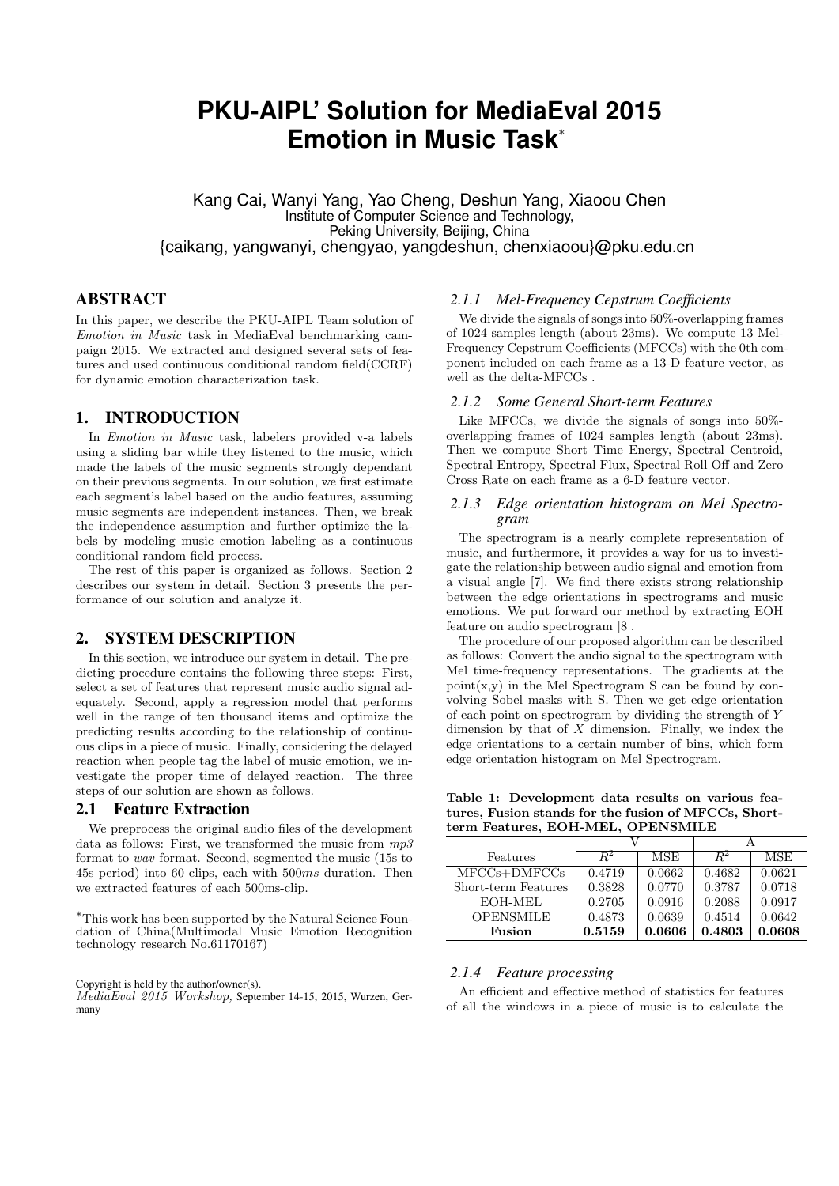# PKU-AIPL' Solution for MediaEval 2015 Emotion in Music Task*

Kang Cai, Wanyi Yang, Yao Cheng, Deshun Yang, Xiaoou Chen
Institute of Computer Science and Technology,
Peking University, Beijing, China
{caikang, yangwanyi, chengyao, yangdeshun, chenxiaoou}@pku.edu.cn

## ABSTRACT

In this paper, we describe the PKU-AIPL Team solution of *Emotion in Music* task in MediaEval benchmarking campaign 2015. We extracted and designed several sets of features and used continuous conditional random field(CCRF) for dynamic emotion characterization task.

## 1. INTRODUCTION

In *Emotion in Music* task, labelers provided v-a labels using a sliding bar while they listened to the music, which made the labels of the music segments strongly dependant on their previous segments. In our solution, we first estimate each segment's label based on the audio features, assuming music segments are independent instances. Then, we break the independence assumption and further optimize the labels by modeling music emotion labeling as a continuous conditional random field process.

The rest of this paper is organized as follows. Section 2 describes our system in detail. Section 3 presents the performance of our solution and analyze it.

## 2. SYSTEM DESCRIPTION

In this section, we introduce our system in detail. The predicting procedure contains the following three steps: First, select a set of features that represent music audio signal adequately. Second, apply a regression model that performs well in the range of ten thousand items and optimize the predicting results according to the relationship of continuous clips in a piece of music. Finally, considering the delayed reaction when people tag the label of music emotion, we investigate the proper time of delayed reaction. The three steps of our solution are shown as follows.

### 2.1 Feature Extraction

We preprocess the original audio files of the development data as follows: First, we transformed the music from *mp3* format to *wav* format. Second, segmented the music (15s to 45s period) into 60 clips, each with 500*ms* duration. Then we extracted features of each 500ms-clip.

*This work has been supported by the Natural Science Foundation of China(Multimodal Music Emotion Recognition technology research No.61170167)

Copyright is held by the author/owner(s).
*MediaEval 2015 Workshop,* September 14-15, 2015, Wurzen, Germany

#### 2.1.1 Mel-Frequency Cepstrum Coefficients

We divide the signals of songs into 50%-overlapping frames of 1024 samples length (about 23ms). We compute 13 Mel-Frequency Cepstrum Coefficients (MFCCs) with the 0th component included on each frame as a 13-D feature vector, as well as the delta-MFCCs .

#### 2.1.2 Some General Short-term Features

Like MFCCs, we divide the signals of songs into 50%-overlapping frames of 1024 samples length (about 23ms). Then we compute Short Time Energy, Spectral Centroid, Spectral Entropy, Spectral Flux, Spectral Roll Off and Zero Cross Rate on each frame as a 6-D feature vector.

#### 2.1.3 Edge orientation histogram on Mel Spectrogram

The spectrogram is a nearly complete representation of music, and furthermore, it provides a way for us to investigate the relationship between audio signal and emotion from a visual angle [7]. We find there exists strong relationship between the edge orientations in spectrograms and music emotions. We put forward our method by extracting EOH feature on audio spectrogram [8].

The procedure of our proposed algorithm can be described as follows: Convert the audio signal to the spectrogram with Mel time-frequency representations. The gradients at the point(x,y) in the Mel Spectrogram S can be found by convolving Sobel masks with S. Then we get edge orientation of each point on spectrogram by dividing the strength of $Y$ dimension by that of $X$ dimension. Finally, we index the edge orientations to a certain number of bins, which form edge orientation histogram on Mel Spectrogram.

**Table 1: Development data results on various features, Fusion stands for the fusion of MFCCs, Short-term Features, EOH-MEL, OPENSMILE**

| | V | | A | |
|---|---|---|---|---|
| Features | $R^2$ | MSE | $R^2$ | MSE |
| MFCCs+DMFCCs | 0.4719 | 0.0662 | 0.4682 | 0.0621 |
| Short-term Features | 0.3828 | 0.0770 | 0.3787 | 0.0718 |
| EOH-MEL | 0.2705 | 0.0916 | 0.2088 | 0.0917 |
| OPENSMILE | 0.4873 | 0.0639 | 0.4514 | 0.0642 |
| **Fusion** | **0.5159** | **0.0606** | **0.4803** | **0.0608** |

#### 2.1.4 Feature processing

An efficient and effective method of statistics for features of all the windows in a piece of music is to calculate the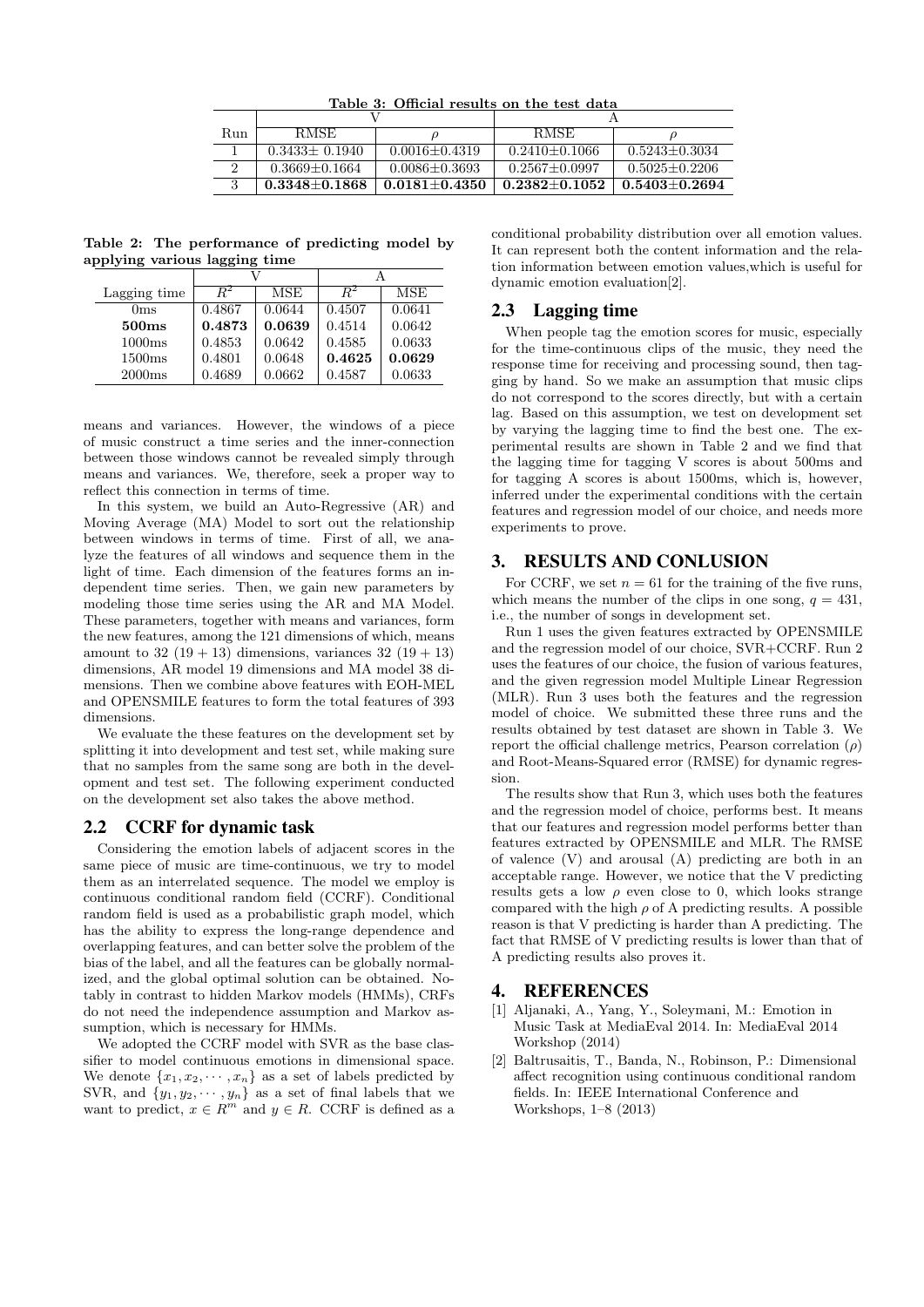**Table 3: Official results on the test data**

| | V | | A | |
|---|---|---|---|---|
| Run | RMSE | $\rho$ | RMSE | $\rho$ |
| 1 | 0.3433± 0.1940 | 0.0016±0.4319 | 0.2410±0.1066 | 0.5243±0.3034 |
| 2 | 0.3669±0.1664 | 0.0086±0.3693 | 0.2567±0.0997 | 0.5025±0.2206 |
| 3 | **0.3348±0.1868** | **0.0181±0.4350** | **0.2382±0.1052** | **0.5403±0.2694** |

**Table 2: The performance of predicting model by applying various lagging time**

| | V | | A | |
|---|---|---|---|---|
| Lagging time | $R^2$ | MSE | $R^2$ | MSE |
| 0ms | 0.4867 | 0.0644 | 0.4507 | 0.0641 |
| **500ms** | **0.4873** | **0.0639** | 0.4514 | 0.0642 |
| 1000ms | 0.4853 | 0.0642 | 0.4585 | 0.0633 |
| 1500ms | 0.4801 | 0.0648 | **0.4625** | **0.0629** |
| 2000ms | 0.4689 | 0.0662 | 0.4587 | 0.0633 |

means and variances. However, the windows of a piece of music construct a time series and the inner-connection between those windows cannot be revealed simply through means and variances. We, therefore, seek a proper way to reflect this connection in terms of time.

In this system, we build an Auto-Regressive (AR) and Moving Average (MA) Model to sort out the relationship between windows in terms of time. First of all, we analyze the features of all windows and sequence them in the light of time. Each dimension of the features forms an independent time series. Then, we gain new parameters by modeling those time series using the AR and MA Model. These parameters, together with means and variances, form the new features, among the 121 dimensions of which, means amount to 32 (19 + 13) dimensions, variances 32 (19 + 13) dimensions, AR model 19 dimensions and MA model 38 dimensions. Then we combine above features with EOH-MEL and OPENSMILE features to form the total features of 393 dimensions.

We evaluate the these features on the development set by splitting it into development and test set, while making sure that no samples from the same song are both in the development and test set. The following experiment conducted on the development set also takes the above method.

## 2.2 CCRF for dynamic task

Considering the emotion labels of adjacent scores in the same piece of music are time-continuous, we try to model them as an interrelated sequence. The model we employ is continuous conditional random field (CCRF). Conditional random field is used as a probabilistic graph model, which has the ability to express the long-range dependence and overlapping features, and can better solve the problem of the bias of the label, and all the features can be globally normalized, and the global optimal solution can be obtained. Notably in contrast to hidden Markov models (HMMs), CRFs do not need the independence assumption and Markov assumption, which is necessary for HMMs.

We adopted the CCRF model with SVR as the base classifier to model continuous emotions in dimensional space. We denote $\{x_1, x_2, \cdots, x_n\}$ as a set of labels predicted by SVR, and $\{y_1, y_2, \cdots, y_n\}$ as a set of final labels that we want to predict, $x \in R^m$ and $y \in R$. CCRF is defined as a conditional probability distribution over all emotion values. It can represent both the content information and the relation information between emotion values,which is useful for dynamic emotion evaluation[2].

## 2.3 Lagging time

When people tag the emotion scores for music, especially for the time-continuous clips of the music, they need the response time for receiving and processing sound, then tagging by hand. So we make an assumption that music clips do not correspond to the scores directly, but with a certain lag. Based on this assumption, we test on development set by varying the lagging time to find the best one. The experimental results are shown in Table 2 and we find that the lagging time for tagging V scores is about 500ms and for tagging A scores is about 1500ms, which is, however, inferred under the experimental conditions with the certain features and regression model of our choice, and needs more experiments to prove.

# 3. RESULTS AND CONLUSION

For CCRF, we set $n = 61$ for the training of the five runs, which means the number of the clips in one song, $q = 431$, i.e., the number of songs in development set.

Run 1 uses the given features extracted by OPENSMILE and the regression model of our choice, SVR+CCRF. Run 2 uses the features of our choice, the fusion of various features, and the given regression model Multiple Linear Regression (MLR). Run 3 uses both the features and the regression model of choice. We submitted these three runs and the results obtained by test dataset are shown in Table 3. We report the official challenge metrics, Pearson correlation ($\rho$) and Root-Means-Squared error (RMSE) for dynamic regression.

The results show that Run 3, which uses both the features and the regression model of choice, performs best. It means that our features and regression model performs better than features extracted by OPENSMILE and MLR. The RMSE of valence (V) and arousal (A) predicting are both in an acceptable range. However, we notice that the V predicting results gets a low $\rho$ even close to 0, which looks strange compared with the high $\rho$ of A predicting results. A possible reason is that V predicting is harder than A predicting. The fact that RMSE of V predicting results is lower than that of A predicting results also proves it.

# 4. REFERENCES

[1] Aljanaki, A., Yang, Y., Soleymani, M.: Emotion in Music Task at MediaEval 2014. In: MediaEval 2014 Workshop (2014)

[2] Baltrusaitis, T., Banda, N., Robinson, P.: Dimensional affect recognition using continuous conditional random fields. In: IEEE International Conference and Workshops, 1–8 (2013)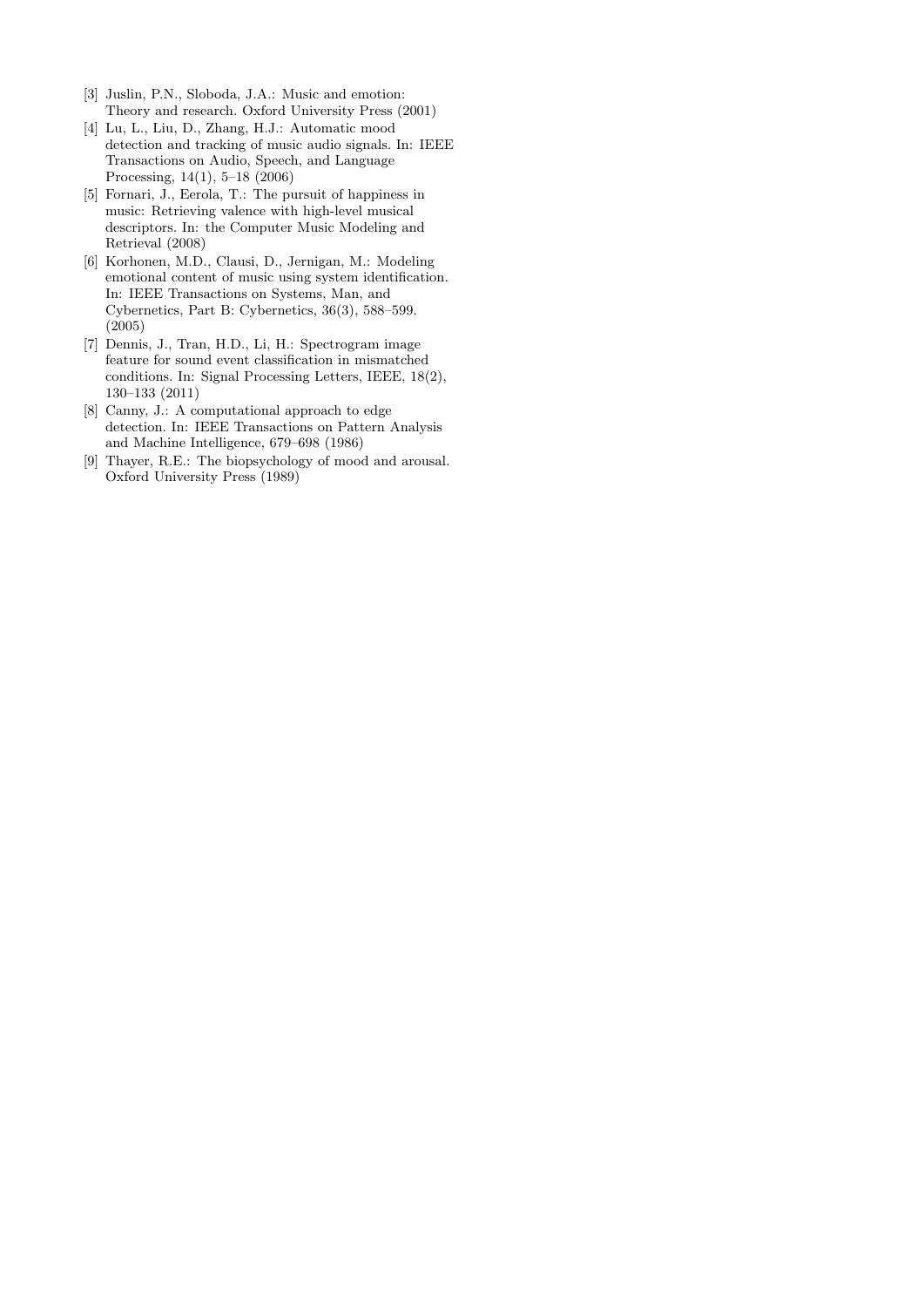[3] Juslin, P.N., Sloboda, J.A.: Music and emotion: Theory and research. Oxford University Press (2001)

[4] Lu, L., Liu, D., Zhang, H.J.: Automatic mood detection and tracking of music audio signals. In: IEEE Transactions on Audio, Speech, and Language Processing, 14(1), 5–18 (2006)

[5] Fornari, J., Eerola, T.: The pursuit of happiness in music: Retrieving valence with high-level musical descriptors. In: the Computer Music Modeling and Retrieval (2008)

[6] Korhonen, M.D., Clausi, D., Jernigan, M.: Modeling emotional content of music using system identification. In: IEEE Transactions on Systems, Man, and Cybernetics, Part B: Cybernetics, 36(3), 588–599. (2005)

[7] Dennis, J., Tran, H.D., Li, H.: Spectrogram image feature for sound event classification in mismatched conditions. In: Signal Processing Letters, IEEE, 18(2), 130–133 (2011)

[8] Canny, J.: A computational approach to edge detection. In: IEEE Transactions on Pattern Analysis and Machine Intelligence, 679–698 (1986)

[9] Thayer, R.E.: The biopsychology of mood and arousal. Oxford University Press (1989)